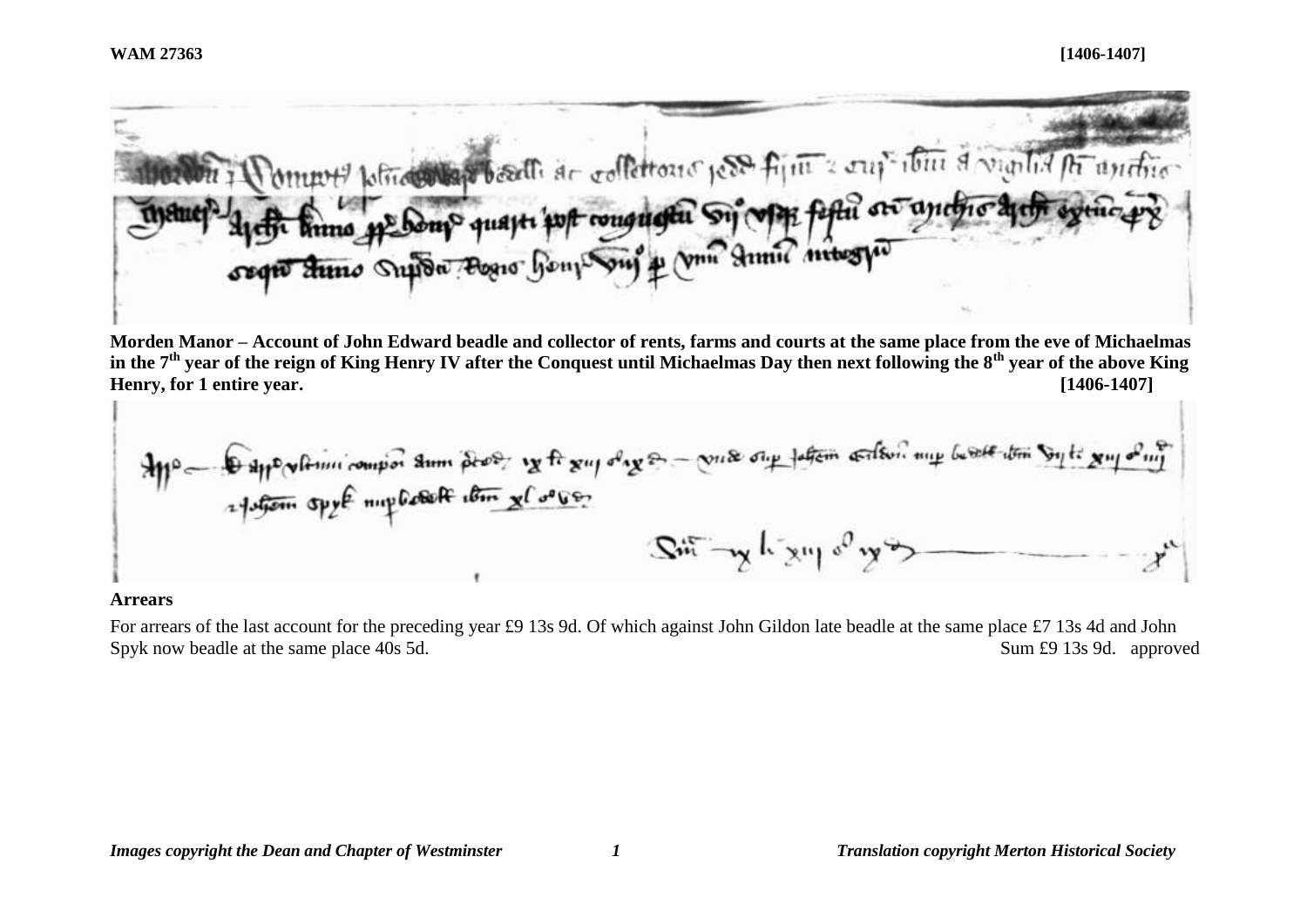**WAM 27363** **[1406-1407]**

**Morden Manor – Account of John Edward beadle and collector of rents, farms and courts at the same place from the eve of Michaelmas in the 7th year of the reign of King Henry IV after the Conquest until Michaelmas Day then next following the 8th year of the above King Henry, for 1 entire year.** **[1406-1407]**

**Arrears**

For arrears of the last account for the preceding year £9 13s 9d. Of which against John Gildon late beadle at the same place £7 13s 4d and John Spyk now beadle at the same place 40s 5d. Sum £9 13s 9d. approved

*Images copyright the Dean and Chapter of Westminster* *Translation copyright Merton Historical Society*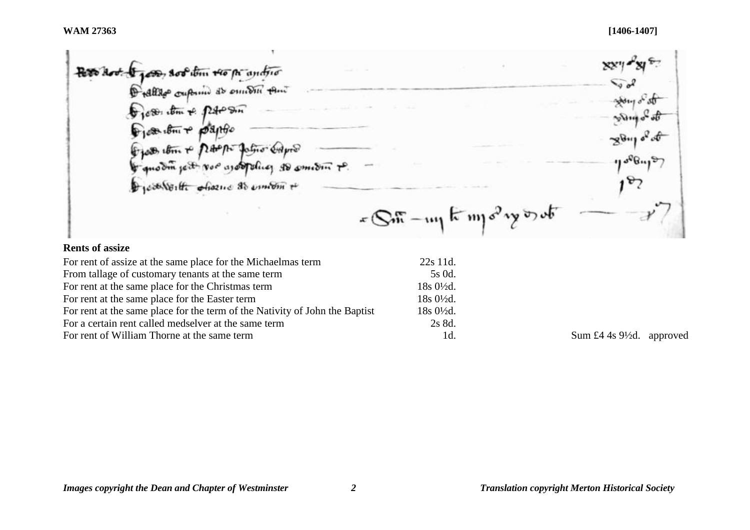**Rents of assize**

| | | |
|---|---|---|
| For rent of assize at the same place for the Michaelmas term | 22s 11d. | |
| From tallage of customary tenants at the same term | 5s 0d. | |
| For rent at the same place for the Christmas term | 18s 0½d. | |
| For rent at the same place for the Easter term | 18s 0½d. | |
| For rent at the same place for the term of the Nativity of John the Baptist | 18s 0½d. | |
| For a certain rent called medselver at the same term | 2s 8d. | |
| For rent of William Thorne at the same term | 1d. | Sum £4 4s 9½d. approved |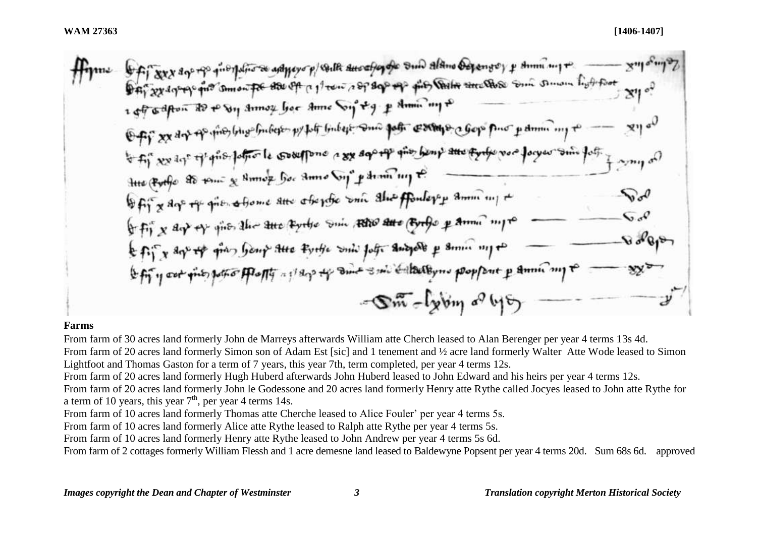**WAM 27363** **[1406-1407]**

**Farms**

From farm of 30 acres land formerly John de Marreys afterwards William atte Cherch leased to Alan Berenger per year 4 terms 13s 4d.
From farm of 20 acres land formerly Simon son of Adam Est [sic] and 1 tenement and ½ acre land formerly Walter Atte Wode leased to Simon Lightfoot and Thomas Gaston for a term of 7 years, this year 7th, term completed, per year 4 terms 12s.
From farm of 20 acres land formerly Hugh Huberd afterwards John Huberd leased to John Edward and his heirs per year 4 terms 12s.
From farm of 20 acres land formerly John le Godessone and 20 acres land formerly Henry atte Rythe called Jocyes leased to John atte Rythe for a term of 10 years, this year 7th, per year 4 terms 14s.
From farm of 10 acres land formerly Thomas atte Cherche leased to Alice Fouler' per year 4 terms 5s.
From farm of 10 acres land formerly Alice atte Rythe leased to Ralph atte Rythe per year 4 terms 5s.
From farm of 10 acres land formerly Henry atte Rythe leased to John Andrew per year 4 terms 5s 6d.
From farm of 2 cottages formerly William Flessh and 1 acre demesne land leased to Baldewyne Popsent per year 4 terms 20d. Sum 68s 6d. approved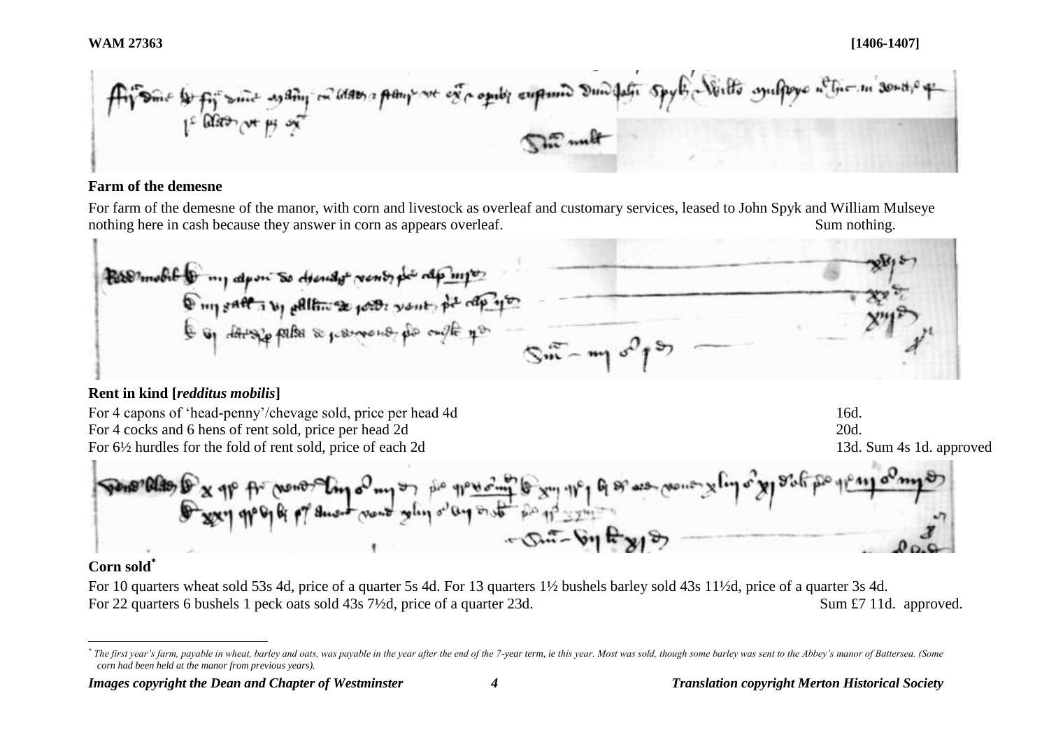**Farm of the demesne**

For farm of the demesne of the manor, with corn and livestock as overleaf and customary services, leased to John Spyk and William Mulseye nothing here in cash because they answer in corn as appears overleaf. Sum nothing.

**Rent in kind [*redditus mobilis*]**

For 4 capons of 'head-penny'/chevage sold, price per head 4d 16d.
For 4 cocks and 6 hens of rent sold, price per head 2d 20d.
For 6½ hurdles for the fold of rent sold, price of each 2d 13d. Sum 4s 1d. approved

**Corn sold[*]**

For 10 quarters wheat sold 53s 4d, price of a quarter 5s 4d. For 13 quarters 1½ bushels barley sold 43s 11½d, price of a quarter 3s 4d.
For 22 quarters 6 bushels 1 peck oats sold 43s 7½d, price of a quarter 23d. Sum £7 11d. approved.

[*] *The first year's farm, payable in wheat, barley and oats, was payable in the year after the end of the 7-year term, ie this year. Most was sold, though some barley was sent to the Abbey's manor of Battersea. (Some corn had been held at the manor from previous years).*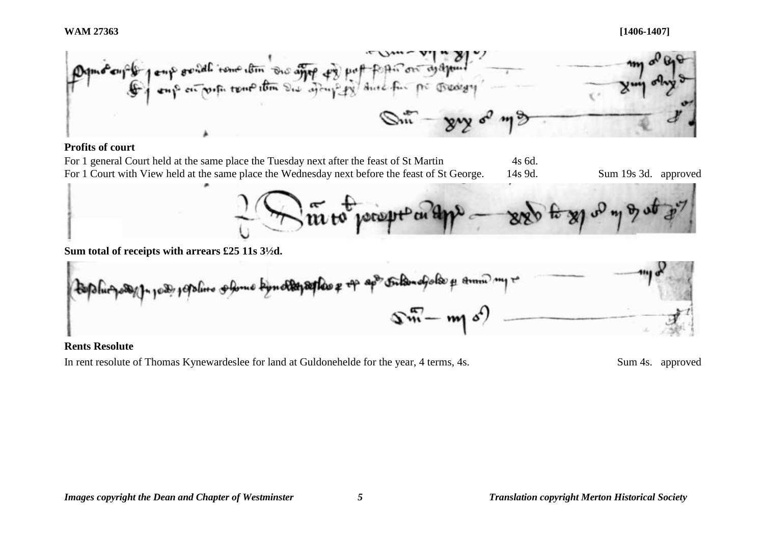**WAM 27363** **[1406-1407]**

**Profits of court**

For 1 general Court held at the same place the Tuesday next after the feast of St Martin 4s 6d.
For 1 Court with View held at the same place the Wednesday next before the feast of St George. 14s 9d. Sum 19s 3d. approved

**Sum total of receipts with arrears £25 11s 3½d.**

**Rents Resolute**

In rent resolute of Thomas Kynewardeslee for land at Guldonehelde for the year, 4 terms, 4s. Sum 4s. approved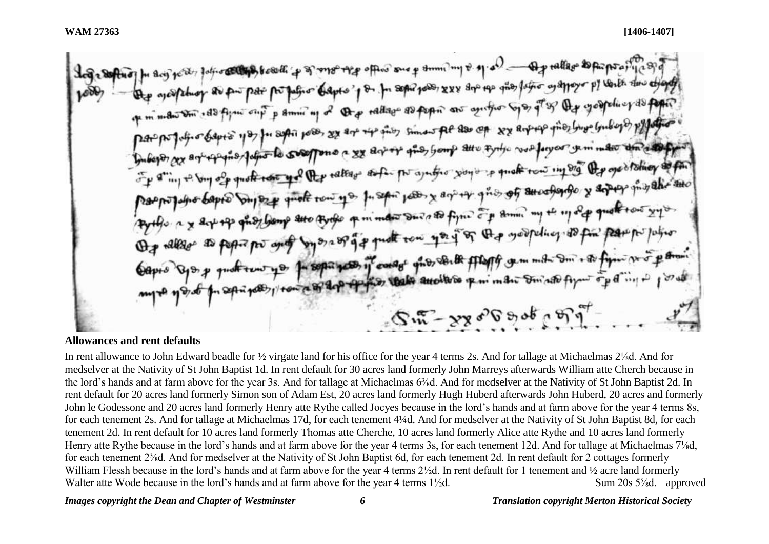**WAM 27363** **[1406-1407]**

**Allowances and rent defaults**

In rent allowance to John Edward beadle for ½ virgate land for his office for the year 4 terms 2s. And for tallage at Michaelmas 2⅛d. And for medselver at the Nativity of St John Baptist 1d. In rent default for 30 acres land formerly John Marreys afterwards William atte Cherch because in the lord's hands and at farm above for the year 3s. And for tallage at Michaelmas 6⅜d. And for medselver at the Nativity of St John Baptist 2d. In rent default for 20 acres land formerly Simon son of Adam Est, 20 acres land formerly Hugh Huberd afterwards John Huberd, 20 acres and formerly John le Godessone and 20 acres land formerly Henry atte Rythe called Jocyes because in the lord's hands and at farm above for the year 4 terms 8s, for each tenement 2s. And for tallage at Michaelmas 17d, for each tenement 4¼d. And for medselver at the Nativity of St John Baptist 8d, for each tenement 2d. In rent default for 10 acres land formerly Thomas atte Cherche, 10 acres land formerly Alice atte Rythe and 10 acres land formerly Henry atte Rythe because in the lord's hands and at farm above for the year 4 terms 3s, for each tenement 12d. And for tallage at Michaelmas 7⅛d, for each tenement 2⅜d. And for medselver at the Nativity of St John Baptist 6d, for each tenement 2d. In rent default for 2 cottages formerly William Flessh because in the lord's hands and at farm above for the year 4 terms 2½d. In rent default for 1 tenement and ½ acre land formerly Walter atte Wode because in the lord's hands and at farm above for the year 4 terms 1½d. Sum 20s 5⅝d. approved

*Images copyright the Dean and Chapter of Westminster* *Translation copyright Merton Historical Society*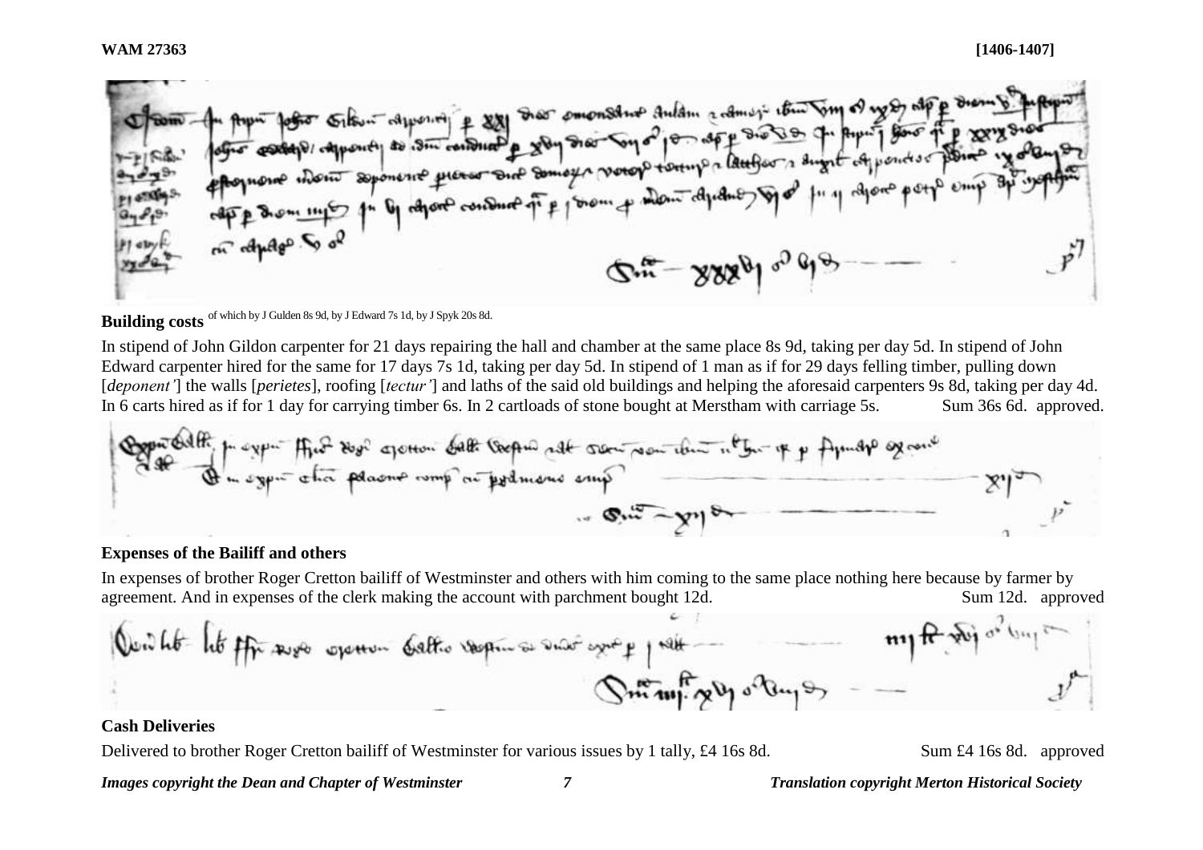**Building costs** of which by J Gulden 8s 9d, by J Edward 7s 1d, by J Spyk 20s 8d.

In stipend of John Gildon carpenter for 21 days repairing the hall and chamber at the same place 8s 9d, taking per day 5d. In stipend of John Edward carpenter hired for the same for 17 days 7s 1d, taking per day 5d. In stipend of 1 man as if for 29 days felling timber, pulling down [*deponent'*] the walls [*perietes*], roofing [*tectur'*] and laths of the said old buildings and helping the aforesaid carpenters 9s 8d, taking per day 4d. In 6 carts hired as if for 1 day for carrying timber 6s. In 2 cartloads of stone bought at Merstham with carriage 5s. Sum 36s 6d. approved.

**Expenses of the Bailiff and others**

In expenses of brother Roger Cretton bailiff of Westminster and others with him coming to the same place nothing here because by farmer by agreement. And in expenses of the clerk making the account with parchment bought 12d. Sum 12d. approved

**Cash Deliveries**

Delivered to brother Roger Cretton bailiff of Westminster for various issues by 1 tally, £4 16s 8d. Sum £4 16s 8d. approved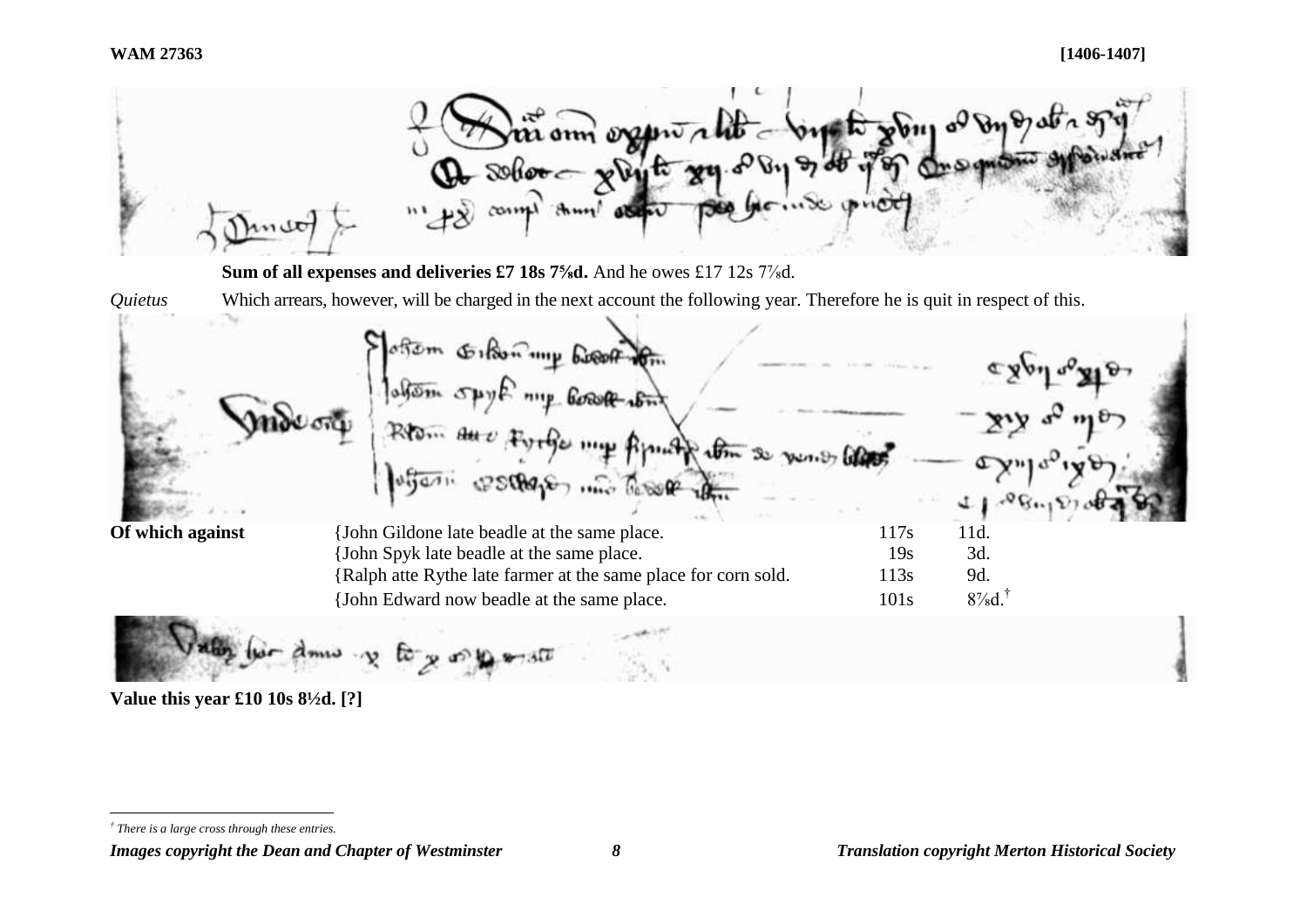**WAM 27363** **[1406-1407]**

**Sum of all expenses and deliveries £7 18s 7⅝d.** And he owes £17 12s 7⅞d.

*Quietus* Which arrears, however, will be charged in the next account the following year. Therefore he is quit in respect of this.

| | | | |
|---|---|---|---|
| **Of which against** | {John Gildone late beadle at the same place. | 117s | 11d. |
| | {John Spyk late beadle at the same place. | 19s | 3d. |
| | {Ralph atte Rythe late farmer at the same place for corn sold. | 113s | 9d. |
| | {John Edward now beadle at the same place. | 101s | 8⅞d.† |

**Value this year £10 10s 8½d. [?]**

† *There is a large cross through these entries.*

*Images copyright the Dean and Chapter of Westminster* *Translation copyright Merton Historical Society*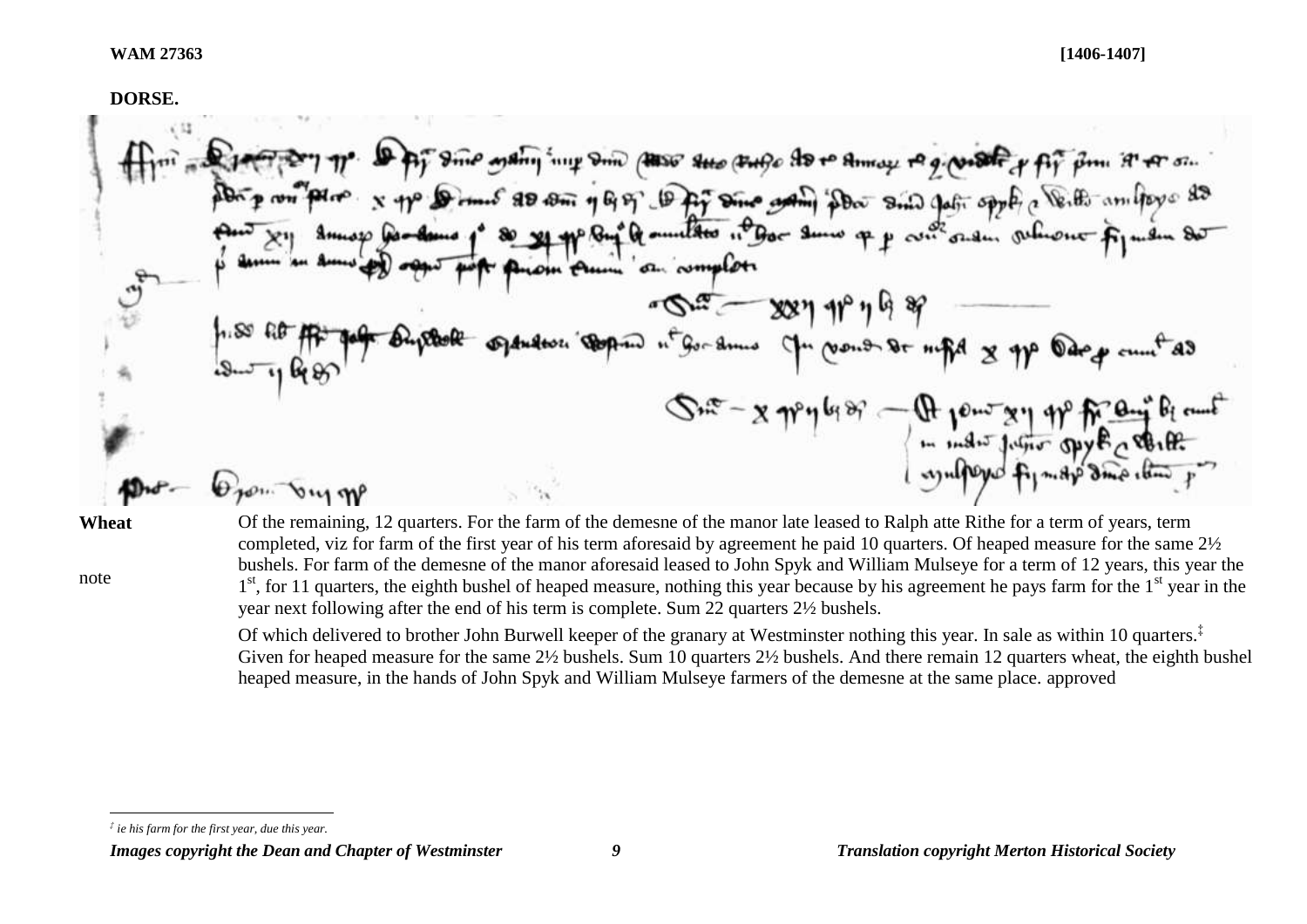**WAM 27363** **[1406-1407]**

**DORSE.**

| | |
|---|---|
| **Wheat** | Of the remaining, 12 quarters. For the farm of the demesne of the manor late leased to Ralph atte Rithe for a term of years, term completed, viz for farm of the first year of his term aforesaid by agreement he paid 10 quarters. Of heaped measure for the same 2½ bushels. For farm of the demesne of the manor aforesaid leased to John Spyk and William Mulseye for a term of 12 years, this year the 1st, for 11 quarters, the eighth bushel of heaped measure, nothing this year because by his agreement he pays farm for the 1st year in the year next following after the end of his term is complete. Sum 22 quarters 2½ bushels. |
| note | |
| | Of which delivered to brother John Burwell keeper of the granary at Westminster nothing this year. In sale as within 10 quarters.‡ Given for heaped measure for the same 2½ bushels. Sum 10 quarters 2½ bushels. And there remain 12 quarters wheat, the eighth bushel heaped measure, in the hands of John Spyk and William Mulseye farmers of the demesne at the same place. approved |

‡ *ie his farm for the first year, due this year.*

*Images copyright the Dean and Chapter of Westminster* *Translation copyright Merton Historical Society*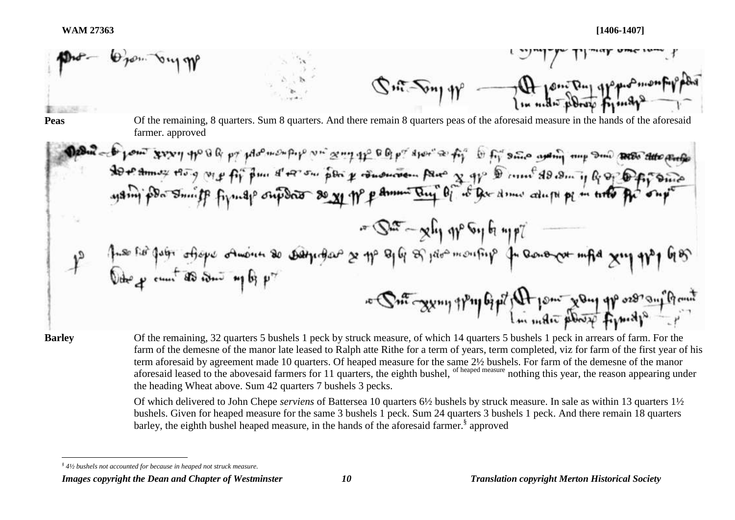**Peas** Of the remaining, 8 quarters. Sum 8 quarters. And there remain 8 quarters peas of the aforesaid measure in the hands of the aforesaid farmer. approved

**Barley** Of the remaining, 32 quarters 5 bushels 1 peck by struck measure, of which 14 quarters 5 bushels 1 peck in arrears of farm. For the farm of the demesne of the manor late leased to Ralph atte Rithe for a term of years, term completed, viz for farm of the first year of his term aforesaid by agreement made 10 quarters. Of heaped measure for the same 2½ bushels. For farm of the demesne of the manor aforesaid leased to the abovesaid farmers for 11 quarters, the eighth bushel, of heaped measure nothing this year, the reason appearing under the heading Wheat above. Sum 42 quarters 7 bushels 3 pecks.

Of which delivered to John Chepe *serviens* of Battersea 10 quarters 6½ bushels by struck measure. In sale as within 13 quarters 1½ bushels. Given for heaped measure for the same 3 bushels 1 peck. Sum 24 quarters 3 bushels 1 peck. And there remain 18 quarters barley, the eighth bushel heaped measure, in the hands of the aforesaid farmer.§ approved

§ 4½ bushels not accounted for because in heaped not struck measure.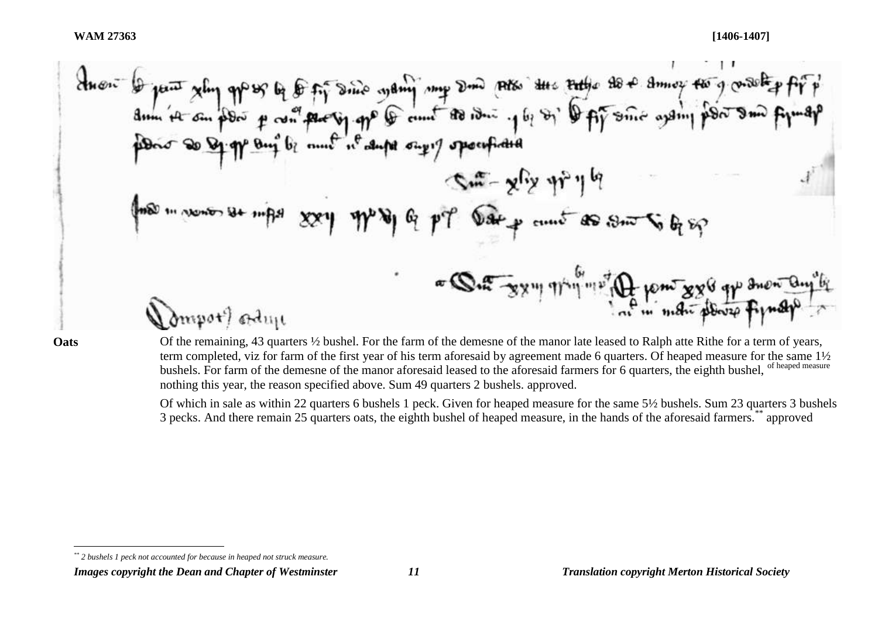**Oats** Of the remaining, 43 quarters ½ bushel. For the farm of the demesne of the manor late leased to Ralph atte Rithe for a term of years, term completed, viz for farm of the first year of his term aforesaid by agreement made 6 quarters. Of heaped measure for the same 1½ bushels. For farm of the demesne of the manor aforesaid leased to the aforesaid farmers for 6 quarters, the eighth bushel, of heaped measure nothing this year, the reason specified above. Sum 49 quarters 2 bushels. approved.

Of which in sale as within 22 quarters 6 bushels 1 peck. Given for heaped measure for the same 5½ bushels. Sum 23 quarters 3 bushels 3 pecks. And there remain 25 quarters oats, the eighth bushel of heaped measure, in the hands of the aforesaid farmers.[**] approved

---

[**] *2 bushels 1 peck not accounted for because in heaped not struck measure.*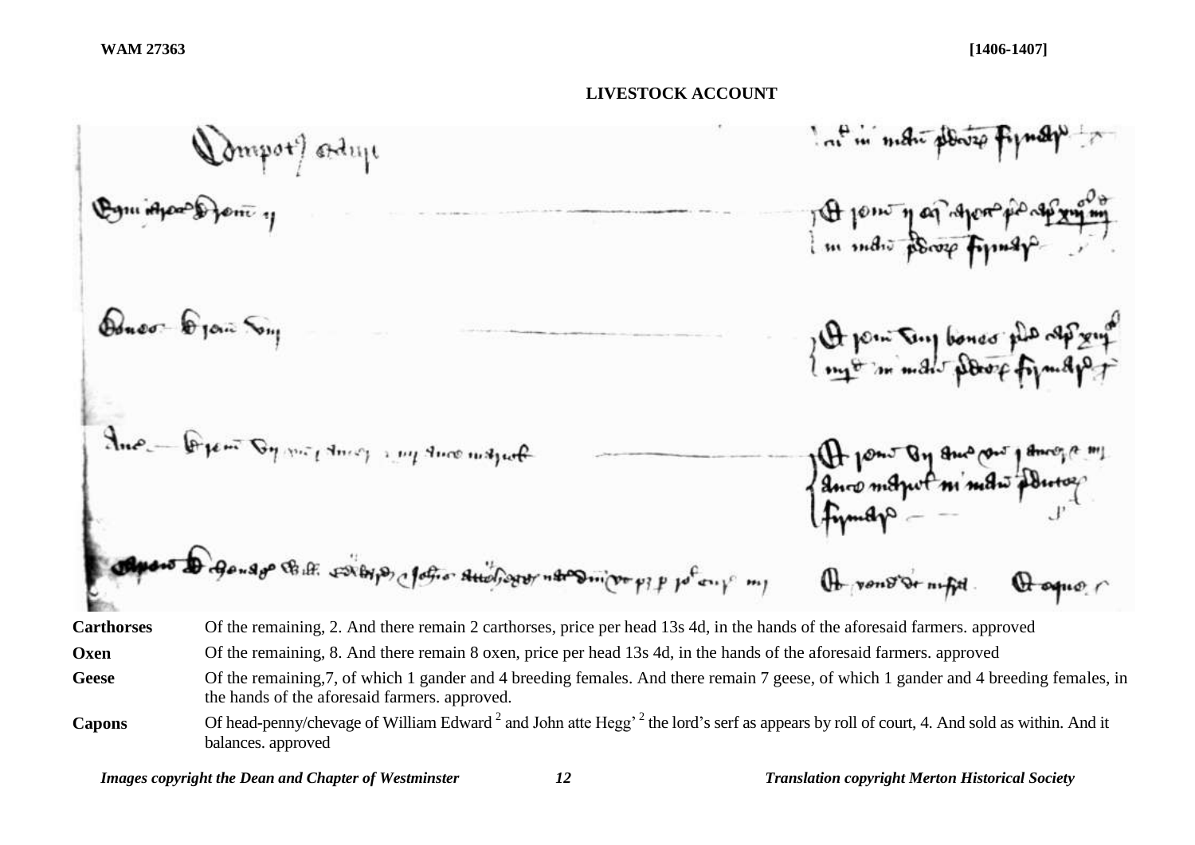**WAM 27363** **[1406-1407]**

## LIVESTOCK ACCOUNT

| | |
|---|---|
| **Carthorses** | Of the remaining, 2. And there remain 2 carthorses, price per head 13s 4d, in the hands of the aforesaid farmers. approved |
| **Oxen** | Of the remaining, 8. And there remain 8 oxen, price per head 13s 4d, in the hands of the aforesaid farmers. approved |
| **Geese** | Of the remaining,7, of which 1 gander and 4 breeding females. And there remain 7 geese, of which 1 gander and 4 breeding females, in the hands of the aforesaid farmers. approved. |
| **Capons** | Of head-penny/chevage of William Edward [2] and John atte Hegg' [2] the lord's serf as appears by roll of court, 4. And sold as within. And it balances. approved |

*Images copyright the Dean and Chapter of Westminster* *Translation copyright Merton Historical Society*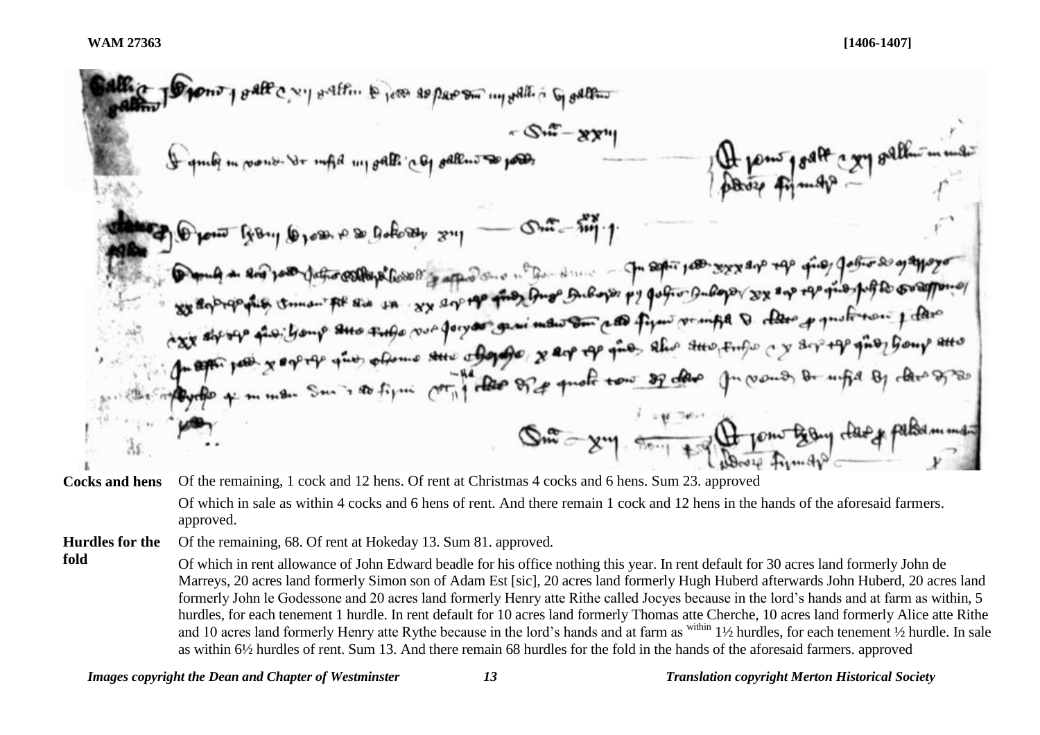**Cocks and hens** Of the remaining, 1 cock and 12 hens. Of rent at Christmas 4 cocks and 6 hens. Sum 23. approved

Of which in sale as within 4 cocks and 6 hens of rent. And there remain 1 cock and 12 hens in the hands of the aforesaid farmers. approved.

**Hurdles for the fold** Of the remaining, 68. Of rent at Hokeday 13. Sum 81. approved.

Of which in rent allowance of John Edward beadle for his office nothing this year. In rent default for 30 acres land formerly John de Marreys, 20 acres land formerly Simon son of Adam Est [sic], 20 acres land formerly Hugh Huberd afterwards John Huberd, 20 acres land formerly John le Godessone and 20 acres land formerly Henry atte Rithe called Jocyes because in the lord's hands and at farm as within, 5 hurdles, for each tenement 1 hurdle. In rent default for 10 acres land formerly Thomas atte Cherche, 10 acres land formerly Alice atte Rithe and 10 acres land formerly Henry atte Rythe because in the lord's hands and at farm as [within] 1½ hurdles, for each tenement ½ hurdle. In sale as within 6½ hurdles of rent. Sum 13. And there remain 68 hurdles for the fold in the hands of the aforesaid farmers. approved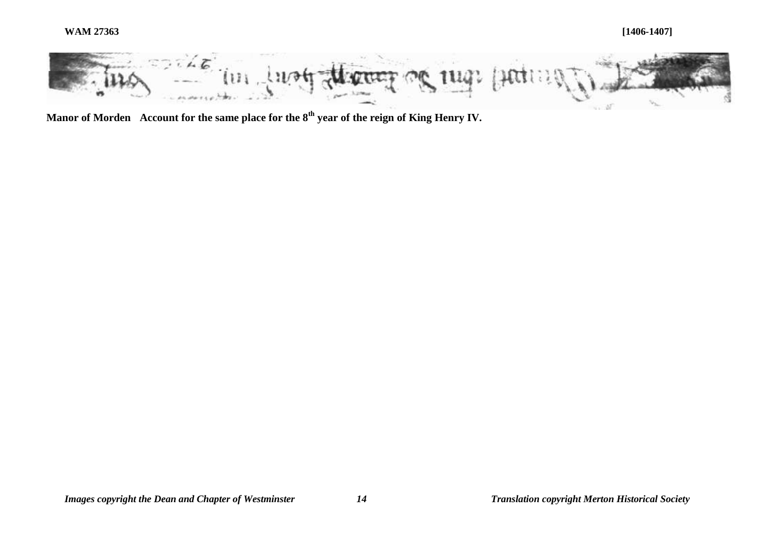**Manor of Morden   Account for the same place for the 8th year of the reign of King Henry IV.**